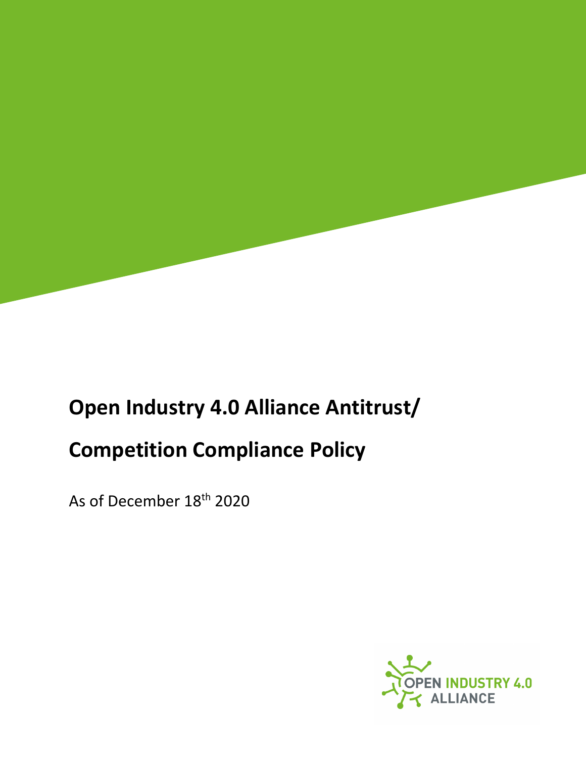# Open Industry 4.0 Alliance Antitrust/ Competition Compliance Policy

As of December 18th 2020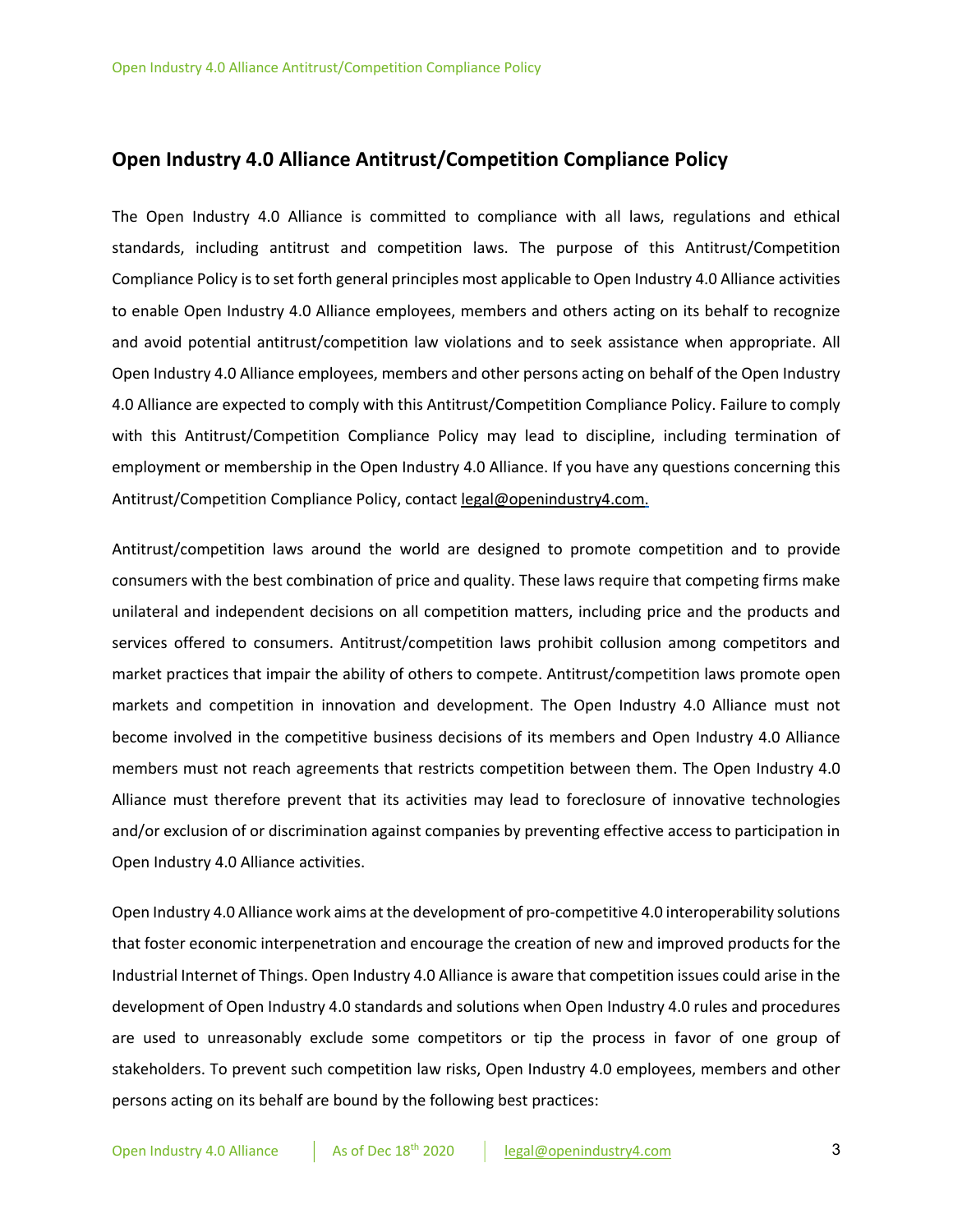## Open Industry 4.0 Alliance Antitrust/Competition Compliance Policy

The Open Industry 4.0 Alliance is committed to compliance with all laws, regulations and ethical standards, including antitrust and competition laws. The purpose of this Antitrust/Competition Compliance Policy is to set forth general principles most applicable to Open Industry 4.0 Alliance activities to enable Open Industry 4.0 Alliance employees, members and others acting on its behalf to recognize and avoid potential antitrust/competition law violations and to seek assistance when appropriate. All Open Industry 4.0 Alliance employees, members and other persons acting on behalf of the Open Industry 4.0 Alliance are expected to comply with this Antitrust/Competition Compliance Policy. Failure to comply with this Antitrust/Competition Compliance Policy may lead to discipline, including termination of employment or membership in the Open Industry 4.0 Alliance. If you have any questions concerning this Antitrust/Competition Compliance Policy, contact legal@openindustry4.com.

Antitrust/competition laws around the world are designed to promote competition and to provide consumers with the best combination of price and quality. These laws require that competing firms make unilateral and independent decisions on all competition matters, including price and the products and services offered to consumers. Antitrust/competition laws prohibit collusion among competitors and market practices that impair the ability of others to compete. Antitrust/competition laws promote open markets and competition in innovation and development. The Open Industry 4.0 Alliance must not become involved in the competitive business decisions of its members and Open Industry 4.0 Alliance members must not reach agreements that restricts competition between them. The Open Industry 4.0 Alliance must therefore prevent that its activities may lead to foreclosure of innovative technologies and/or exclusion of or discrimination against companies by preventing effective access to participation in Open Industry 4.0 Alliance activities.

Open Industry 4.0 Alliance work aims at the development of pro-competitive 4.0 interoperability solutions that foster economic interpenetration and encourage the creation of new and improved products for the Industrial Internet of Things. Open Industry 4.0 Alliance is aware that competition issues could arise in the development of Open Industry 4.0 standards and solutions when Open Industry 4.0 rules and procedures are used to unreasonably exclude some competitors or tip the process in favor of one group of stakeholders. To prevent such competition law risks, Open Industry 4.0 employees, members and other persons acting on its behalf are bound by the following best practices: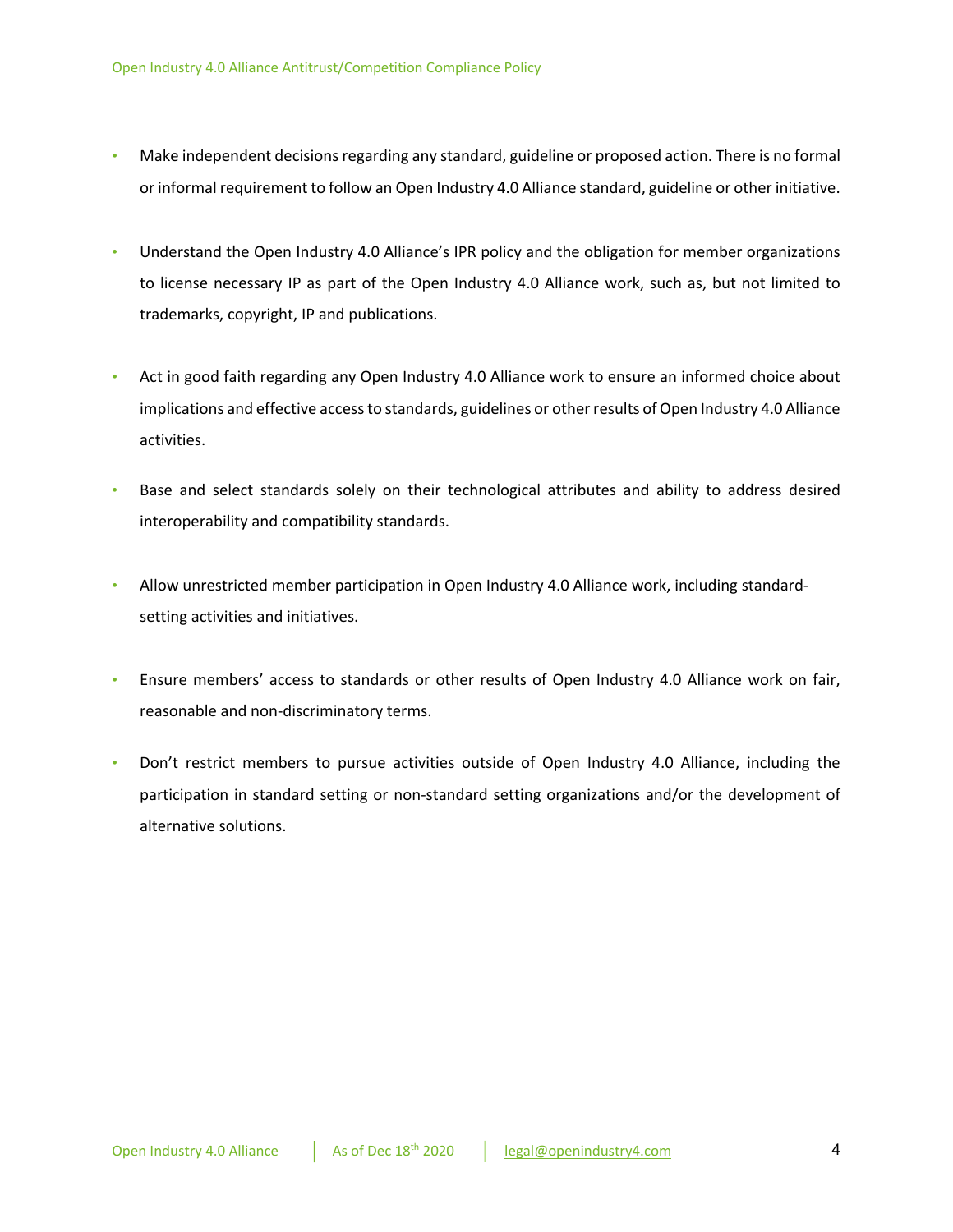- Make independent decisions regarding any standard, guideline or proposed action. There is no formal or informal requirement to follow an Open Industry 4.0 Alliance standard, guideline or other initiative.
- Understand the Open Industry 4.0 Alliance's IPR policy and the obligation for member organizations to license necessary IP as part of the Open Industry 4.0 Alliance work, such as, but not limited to trademarks, copyright, IP and publications.
- Act in good faith regarding any Open Industry 4.0 Alliance work to ensure an informed choice about implications and effective access to standards, guidelines or other results of Open Industry 4.0 Alliance activities.
- Base and select standards solely on their technological attributes and ability to address desired interoperability and compatibility standards.
- Allow unrestricted member participation in Open Industry 4.0 Alliance work, including standard-setting activities and initiatives.
- Ensure members' access to standards or other results of Open Industry 4.0 Alliance work on fair, reasonable and non-discriminatory terms.
- Don't restrict members to pursue activities outside of Open Industry 4.0 Alliance, including the participation in standard setting or non-standard setting organizations and/or the development of alternative solutions.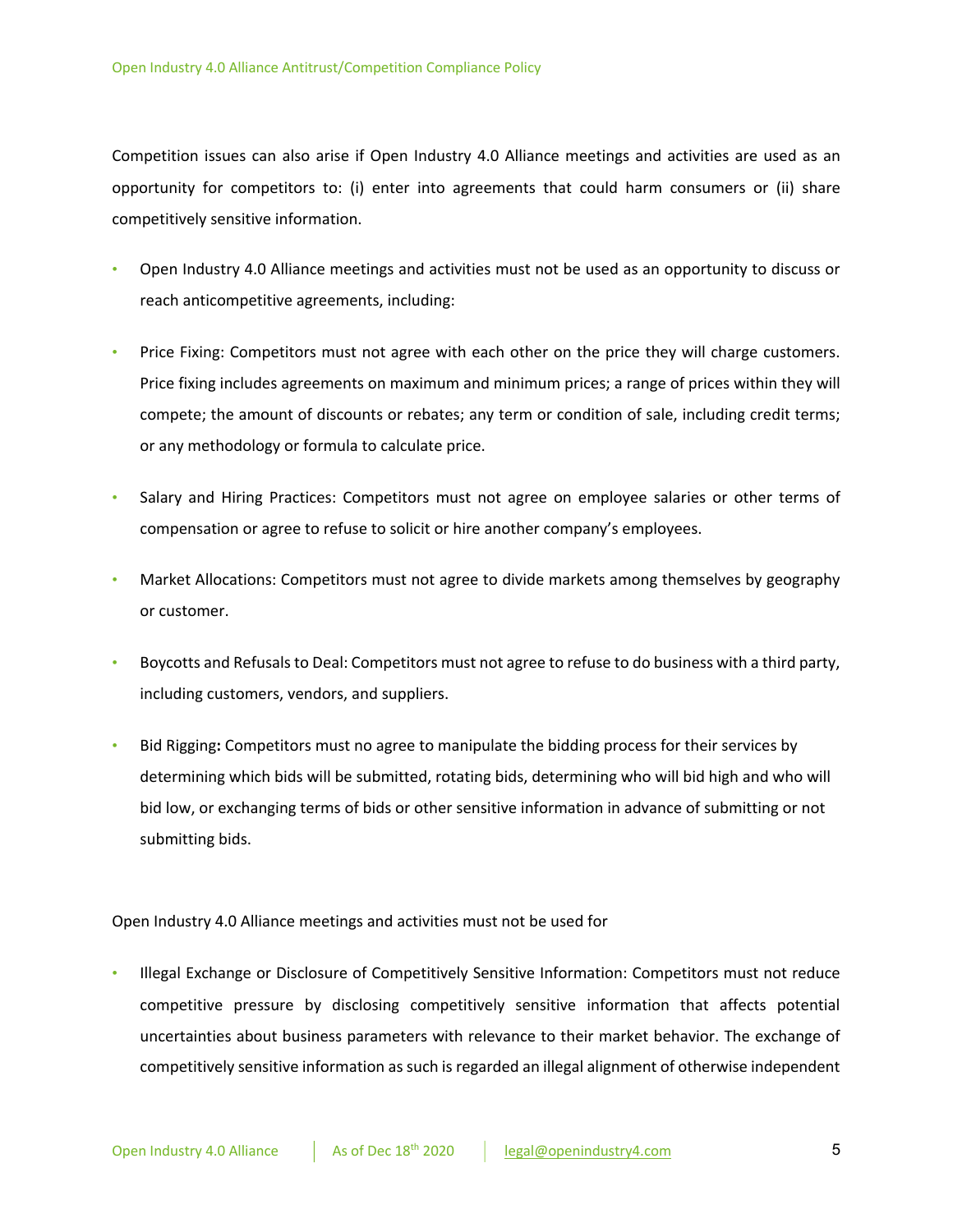Competition issues can also arise if Open Industry 4.0 Alliance meetings and activities are used as an opportunity for competitors to: (i) enter into agreements that could harm consumers or (ii) share competitively sensitive information.

- Open Industry 4.0 Alliance meetings and activities must not be used as an opportunity to discuss or reach anticompetitive agreements, including:
- Price Fixing: Competitors must not agree with each other on the price they will charge customers. Price fixing includes agreements on maximum and minimum prices; a range of prices within they will compete; the amount of discounts or rebates; any term or condition of sale, including credit terms; or any methodology or formula to calculate price.
- Salary and Hiring Practices: Competitors must not agree on employee salaries or other terms of compensation or agree to refuse to solicit or hire another company's employees.
- Market Allocations: Competitors must not agree to divide markets among themselves by geography or customer.
- Boycotts and Refusals to Deal: Competitors must not agree to refuse to do business with a third party, including customers, vendors, and suppliers.
- Bid Rigging**:** Competitors must no agree to manipulate the bidding process for their services by determining which bids will be submitted, rotating bids, determining who will bid high and who will bid low, or exchanging terms of bids or other sensitive information in advance of submitting or not submitting bids.

Open Industry 4.0 Alliance meetings and activities must not be used for

- Illegal Exchange or Disclosure of Competitively Sensitive Information: Competitors must not reduce competitive pressure by disclosing competitively sensitive information that affects potential uncertainties about business parameters with relevance to their market behavior. The exchange of competitively sensitive information as such is regarded an illegal alignment of otherwise independent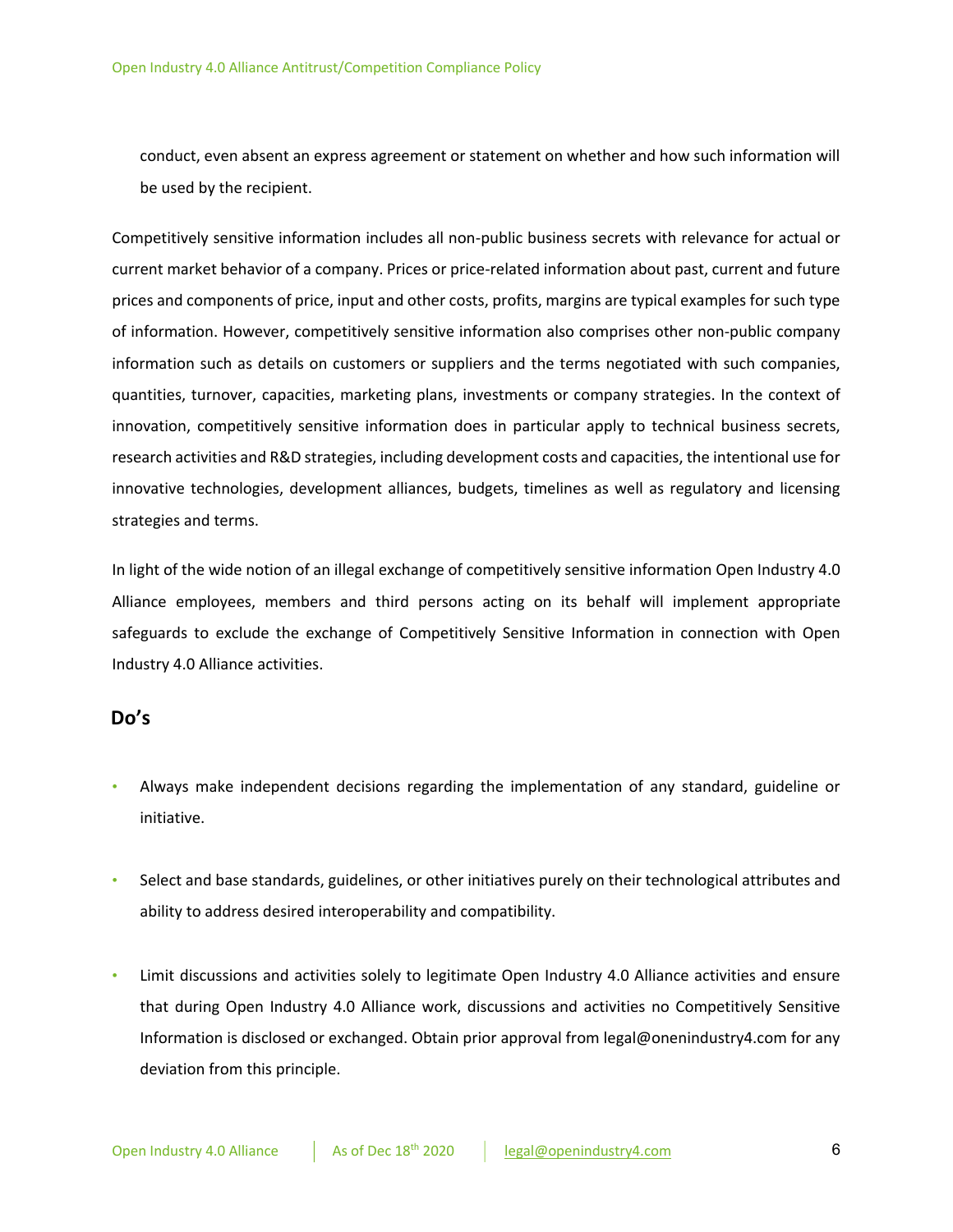conduct, even absent an express agreement or statement on whether and how such information will be used by the recipient.

Competitively sensitive information includes all non-public business secrets with relevance for actual or current market behavior of a company. Prices or price-related information about past, current and future prices and components of price, input and other costs, profits, margins are typical examples for such type of information. However, competitively sensitive information also comprises other non-public company information such as details on customers or suppliers and the terms negotiated with such companies, quantities, turnover, capacities, marketing plans, investments or company strategies. In the context of innovation, competitively sensitive information does in particular apply to technical business secrets, research activities and R&D strategies, including development costs and capacities, the intentional use for innovative technologies, development alliances, budgets, timelines as well as regulatory and licensing strategies and terms.

In light of the wide notion of an illegal exchange of competitively sensitive information Open Industry 4.0 Alliance employees, members and third persons acting on its behalf will implement appropriate safeguards to exclude the exchange of Competitively Sensitive Information in connection with Open Industry 4.0 Alliance activities.

## Do's

- Always make independent decisions regarding the implementation of any standard, guideline or initiative.

- Select and base standards, guidelines, or other initiatives purely on their technological attributes and ability to address desired interoperability and compatibility.

- Limit discussions and activities solely to legitimate Open Industry 4.0 Alliance activities and ensure that during Open Industry 4.0 Alliance work, discussions and activities no Competitively Sensitive Information is disclosed or exchanged. Obtain prior approval from legal@onenindustry4.com for any deviation from this principle.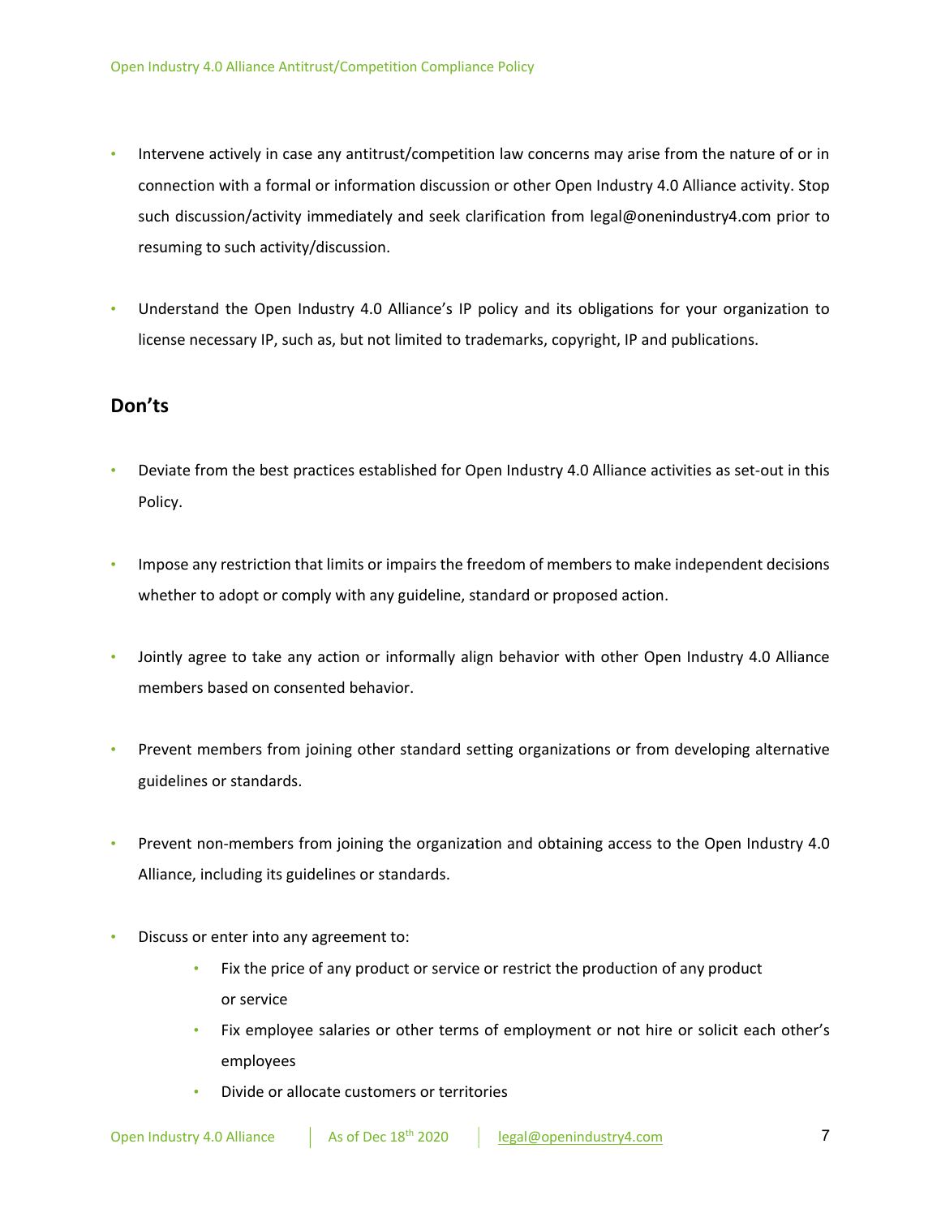- Intervene actively in case any antitrust/competition law concerns may arise from the nature of or in connection with a formal or information discussion or other Open Industry 4.0 Alliance activity. Stop such discussion/activity immediately and seek clarification from legal@onenindustry4.com prior to resuming to such activity/discussion.

- Understand the Open Industry 4.0 Alliance's IP policy and its obligations for your organization to license necessary IP, such as, but not limited to trademarks, copyright, IP and publications.

## Don'ts

- Deviate from the best practices established for Open Industry 4.0 Alliance activities as set-out in this Policy.

- Impose any restriction that limits or impairs the freedom of members to make independent decisions whether to adopt or comply with any guideline, standard or proposed action.

- Jointly agree to take any action or informally align behavior with other Open Industry 4.0 Alliance members based on consented behavior.

- Prevent members from joining other standard setting organizations or from developing alternative guidelines or standards.

- Prevent non-members from joining the organization and obtaining access to the Open Industry 4.0 Alliance, including its guidelines or standards.

- Discuss or enter into any agreement to:
    - Fix the price of any product or service or restrict the production of any product or service
    - Fix employee salaries or other terms of employment or not hire or solicit each other's employees
    - Divide or allocate customers or territories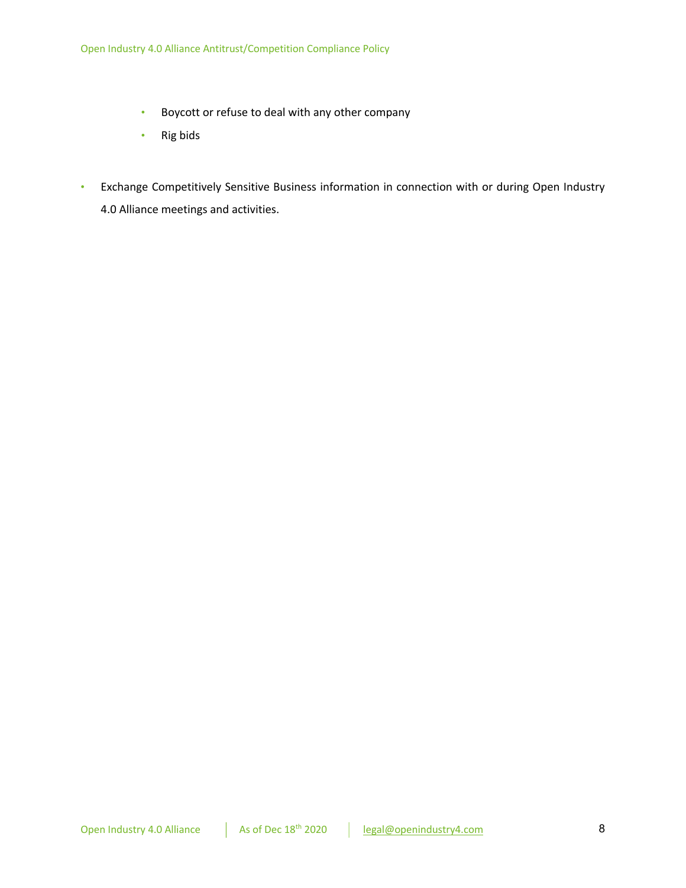- Boycott or refuse to deal with any other company
  - Rig bids

- Exchange Competitively Sensitive Business information in connection with or during Open Industry 4.0 Alliance meetings and activities.